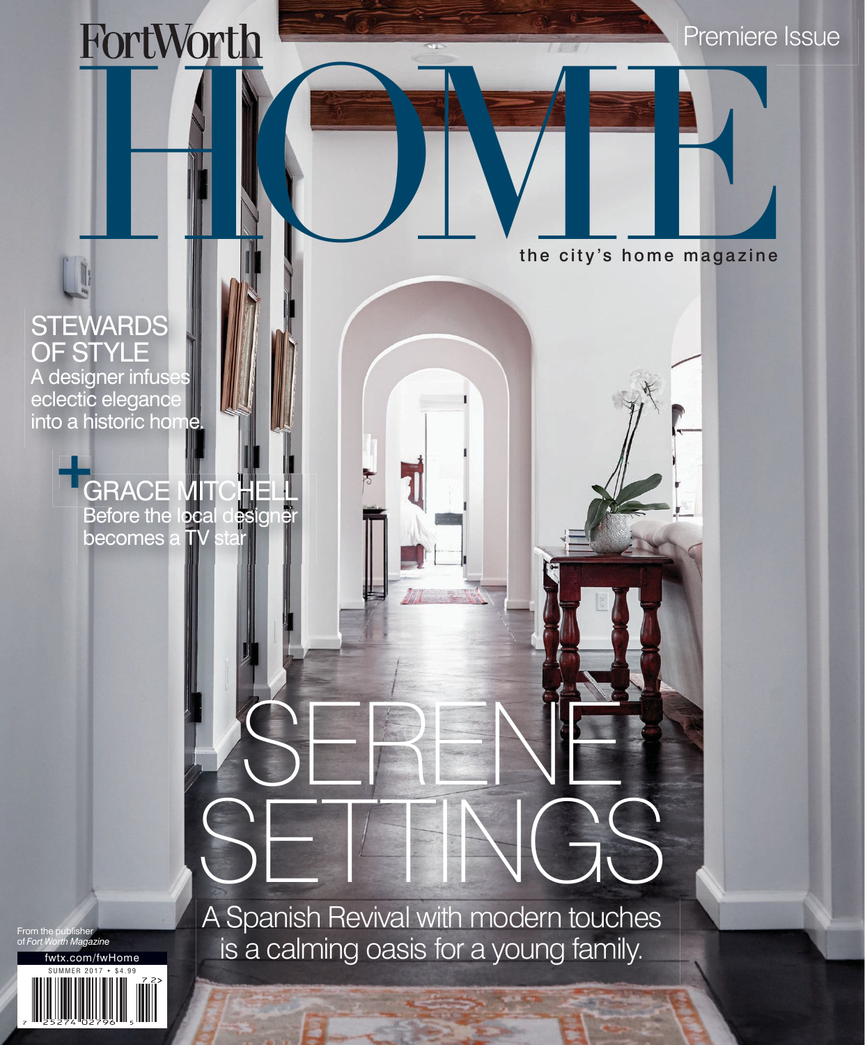# Fort Worth HOME

Premiere Issue

the city's home magazine

## STEWARDS OF STYLE

A designer infuses eclectic elegance into a historic home.

## + GRACE MITCHELL

Before the local designer becomes a TV star

# SERENE SETTINGS

A Spanish Revival with modern touches is a calming oasis for a young family.

From the publisher of *Fort Worth Magazine*

fwtx.com/fwHome

SUMMER 2017 • $4.99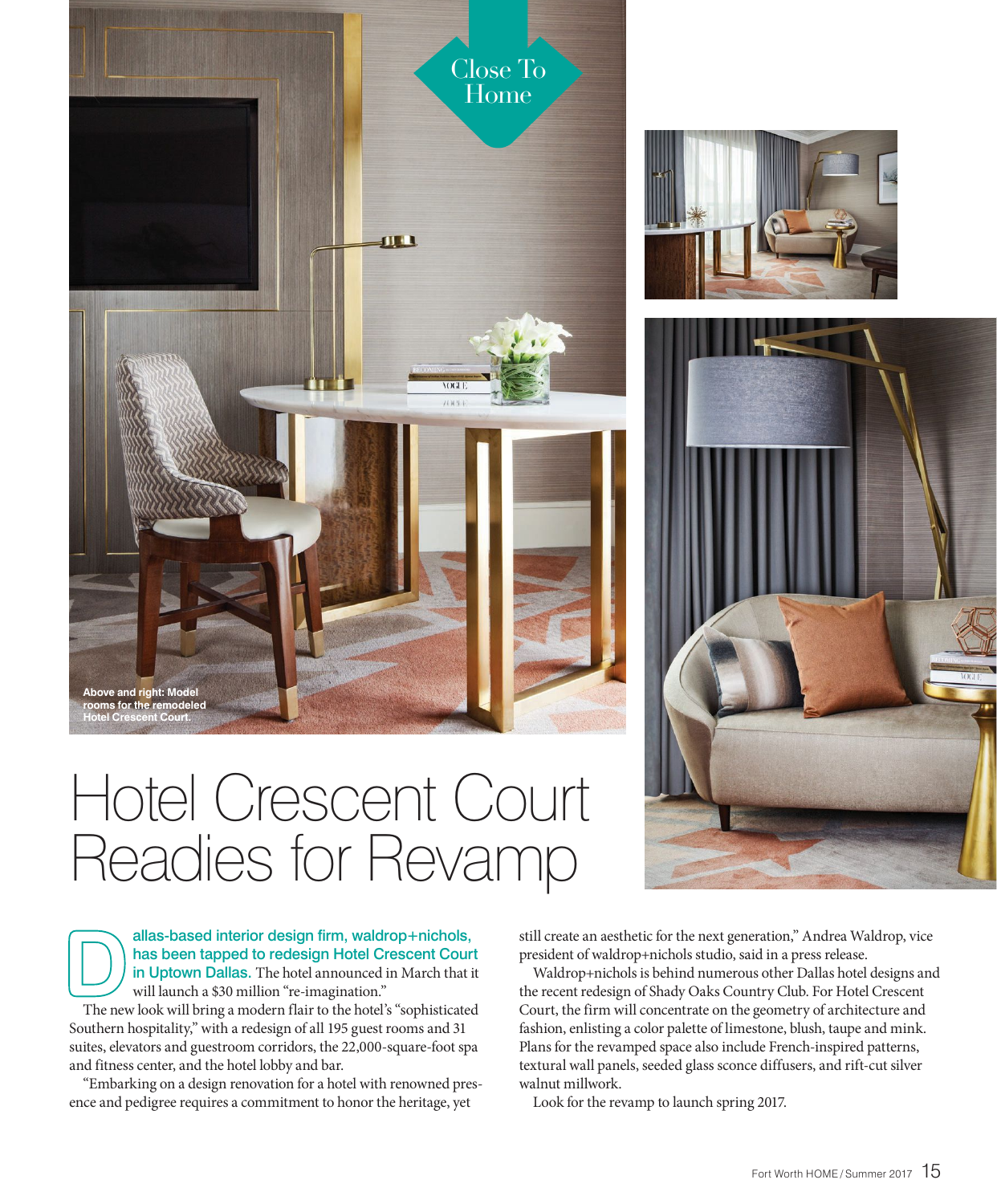Close To Home

Above and right: Model rooms for the remodeled Hotel Crescent Court.

# Hotel Crescent Court Readies for Revamp

**Dallas-based interior design firm, waldrop+nichols, has been tapped to redesign Hotel Crescent Court in Uptown Dallas.** The hotel announced in March that it will launch a $30 million "re-imagination."

The new look will bring a modern flair to the hotel's "sophisticated Southern hospitality," with a redesign of all 195 guest rooms and 31 suites, elevators and guestroom corridors, the 22,000-square-foot spa and fitness center, and the hotel lobby and bar.

"Embarking on a design renovation for a hotel with renowned presence and pedigree requires a commitment to honor the heritage, yet still create an aesthetic for the next generation," Andrea Waldrop, vice president of waldrop+nichols studio, said in a press release.

Waldrop+nichols is behind numerous other Dallas hotel designs and the recent redesign of Shady Oaks Country Club. For Hotel Crescent Court, the firm will concentrate on the geometry of architecture and fashion, enlisting a color palette of limestone, blush, taupe and mink. Plans for the revamped space also include French-inspired patterns, textural wall panels, seeded glass sconce diffusers, and rift-cut silver walnut millwork.

Look for the revamp to launch spring 2017.